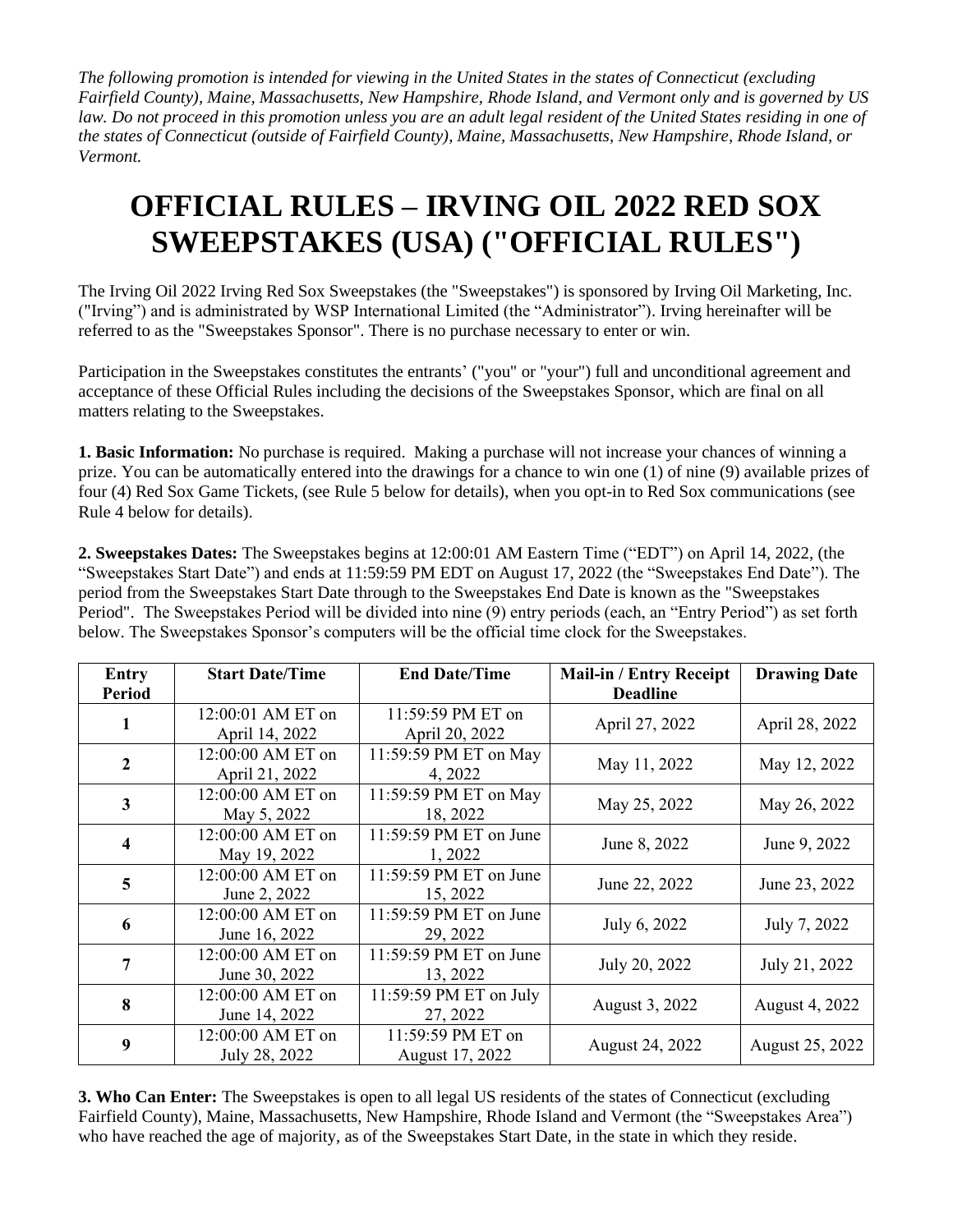*The following promotion is intended for viewing in the United States in the states of Connecticut (excluding Fairfield County), Maine, Massachusetts, New Hampshire, Rhode Island, and Vermont only and is governed by US law. Do not proceed in this promotion unless you are an adult legal resident of the United States residing in one of the states of Connecticut (outside of Fairfield County), Maine, Massachusetts, New Hampshire, Rhode Island, or Vermont.*

# OFFICIAL RULES – IRVING OIL 2022 RED SOX SWEEPSTAKES (USA) ("OFFICIAL RULES")

The Irving Oil 2022 Irving Red Sox Sweepstakes (the "Sweepstakes") is sponsored by Irving Oil Marketing, Inc. ("Irving") and is administrated by WSP International Limited (the "Administrator"). Irving hereinafter will be referred to as the "Sweepstakes Sponsor". There is no purchase necessary to enter or win.

Participation in the Sweepstakes constitutes the entrants' ("you" or "your") full and unconditional agreement and acceptance of these Official Rules including the decisions of the Sweepstakes Sponsor, which are final on all matters relating to the Sweepstakes.

**1. Basic Information:** No purchase is required. Making a purchase will not increase your chances of winning a prize. You can be automatically entered into the drawings for a chance to win one (1) of nine (9) available prizes of four (4) Red Sox Game Tickets, (see Rule 5 below for details), when you opt-in to Red Sox communications (see Rule 4 below for details).

**2. Sweepstakes Dates:** The Sweepstakes begins at 12:00:01 AM Eastern Time ("EDT") on April 14, 2022, (the "Sweepstakes Start Date") and ends at 11:59:59 PM EDT on August 17, 2022 (the "Sweepstakes End Date"). The period from the Sweepstakes Start Date through to the Sweepstakes End Date is known as the "Sweepstakes Period". The Sweepstakes Period will be divided into nine (9) entry periods (each, an "Entry Period") as set forth below. The Sweepstakes Sponsor's computers will be the official time clock for the Sweepstakes.

| Entry Period | Start Date/Time | End Date/Time | Mail-in / Entry Receipt Deadline | Drawing Date |
|---|---|---|---|---|
| 1 | 12:00:01 AM ET on April 14, 2022 | 11:59:59 PM ET on April 20, 2022 | April 27, 2022 | April 28, 2022 |
| 2 | 12:00:00 AM ET on April 21, 2022 | 11:59:59 PM ET on May 4, 2022 | May 11, 2022 | May 12, 2022 |
| 3 | 12:00:00 AM ET on May 5, 2022 | 11:59:59 PM ET on May 18, 2022 | May 25, 2022 | May 26, 2022 |
| 4 | 12:00:00 AM ET on May 19, 2022 | 11:59:59 PM ET on June 1, 2022 | June 8, 2022 | June 9, 2022 |
| 5 | 12:00:00 AM ET on June 2, 2022 | 11:59:59 PM ET on June 15, 2022 | June 22, 2022 | June 23, 2022 |
| 6 | 12:00:00 AM ET on June 16, 2022 | 11:59:59 PM ET on June 29, 2022 | July 6, 2022 | July 7, 2022 |
| 7 | 12:00:00 AM ET on June 30, 2022 | 11:59:59 PM ET on June 13, 2022 | July 20, 2022 | July 21, 2022 |
| 8 | 12:00:00 AM ET on June 14, 2022 | 11:59:59 PM ET on July 27, 2022 | August 3, 2022 | August 4, 2022 |
| 9 | 12:00:00 AM ET on July 28, 2022 | 11:59:59 PM ET on August 17, 2022 | August 24, 2022 | August 25, 2022 |

**3. Who Can Enter:** The Sweepstakes is open to all legal US residents of the states of Connecticut (excluding Fairfield County), Maine, Massachusetts, New Hampshire, Rhode Island and Vermont (the "Sweepstakes Area") who have reached the age of majority, as of the Sweepstakes Start Date, in the state in which they reside.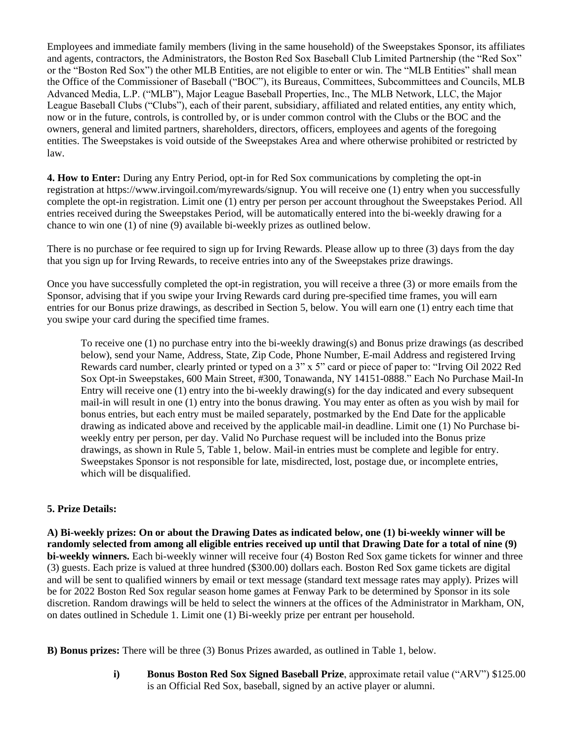Employees and immediate family members (living in the same household) of the Sweepstakes Sponsor, its affiliates and agents, contractors, the Administrators, the Boston Red Sox Baseball Club Limited Partnership (the "Red Sox" or the "Boston Red Sox") the other MLB Entities, are not eligible to enter or win. The "MLB Entities" shall mean the Office of the Commissioner of Baseball ("BOC"), its Bureaus, Committees, Subcommittees and Councils, MLB Advanced Media, L.P. ("MLB"), Major League Baseball Properties, Inc., The MLB Network, LLC, the Major League Baseball Clubs ("Clubs"), each of their parent, subsidiary, affiliated and related entities, any entity which, now or in the future, controls, is controlled by, or is under common control with the Clubs or the BOC and the owners, general and limited partners, shareholders, directors, officers, employees and agents of the foregoing entities. The Sweepstakes is void outside of the Sweepstakes Area and where otherwise prohibited or restricted by law.

**4. How to Enter:** During any Entry Period, opt-in for Red Sox communications by completing the opt-in registration at https://www.irvingoil.com/myrewards/signup. You will receive one (1) entry when you successfully complete the opt-in registration. Limit one (1) entry per person per account throughout the Sweepstakes Period. All entries received during the Sweepstakes Period, will be automatically entered into the bi-weekly drawing for a chance to win one (1) of nine (9) available bi-weekly prizes as outlined below.

There is no purchase or fee required to sign up for Irving Rewards. Please allow up to three (3) days from the day that you sign up for Irving Rewards, to receive entries into any of the Sweepstakes prize drawings.

Once you have successfully completed the opt-in registration, you will receive a three (3) or more emails from the Sponsor, advising that if you swipe your Irving Rewards card during pre-specified time frames, you will earn entries for our Bonus prize drawings, as described in Section 5, below. You will earn one (1) entry each time that you swipe your card during the specified time frames.

> To receive one (1) no purchase entry into the bi-weekly drawing(s) and Bonus prize drawings (as described below), send your Name, Address, State, Zip Code, Phone Number, E-mail Address and registered Irving Rewards card number, clearly printed or typed on a 3" x 5" card or piece of paper to: "Irving Oil 2022 Red Sox Opt-in Sweepstakes, 600 Main Street, #300, Tonawanda, NY 14151-0888." Each No Purchase Mail-In Entry will receive one (1) entry into the bi-weekly drawing(s) for the day indicated and every subsequent mail-in will result in one (1) entry into the bonus drawing. You may enter as often as you wish by mail for bonus entries, but each entry must be mailed separately, postmarked by the End Date for the applicable drawing as indicated above and received by the applicable mail-in deadline. Limit one (1) No Purchase bi-weekly entry per person, per day. Valid No Purchase request will be included into the Bonus prize drawings, as shown in Rule 5, Table 1, below. Mail-in entries must be complete and legible for entry. Sweepstakes Sponsor is not responsible for late, misdirected, lost, postage due, or incomplete entries, which will be disqualified.

**5. Prize Details:**

**A) Bi-weekly prizes: On or about the Drawing Dates as indicated below, one (1) bi-weekly winner will be randomly selected from among all eligible entries received up until that Drawing Date for a total of nine (9) bi-weekly winners.** Each bi-weekly winner will receive four (4) Boston Red Sox game tickets for winner and three (3) guests. Each prize is valued at three hundred ($300.00) dollars each. Boston Red Sox game tickets are digital and will be sent to qualified winners by email or text message (standard text message rates may apply). Prizes will be for 2022 Boston Red Sox regular season home games at Fenway Park to be determined by Sponsor in its sole discretion. Random drawings will be held to select the winners at the offices of the Administrator in Markham, ON, on dates outlined in Schedule 1. Limit one (1) Bi-weekly prize per entrant per household.

**B) Bonus prizes:** There will be three (3) Bonus Prizes awarded, as outlined in Table 1, below.

- **i) Bonus Boston Red Sox Signed Baseball Prize**, approximate retail value ("ARV") $125.00 is an Official Red Sox, baseball, signed by an active player or alumni.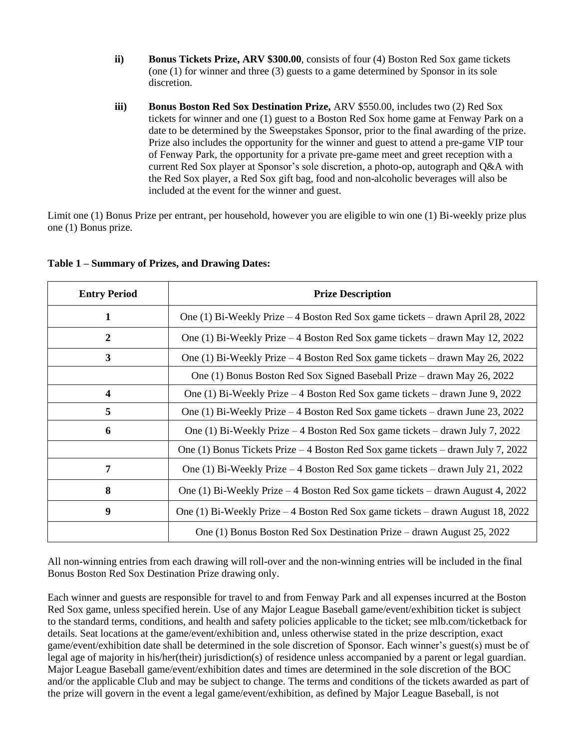**ii)** **Bonus Tickets Prize, ARV $300.00**, consists of four (4) Boston Red Sox game tickets (one (1) for winner and three (3) guests to a game determined by Sponsor in its sole discretion.

**iii)** **Bonus Boston Red Sox Destination Prize,** ARV $550.00, includes two (2) Red Sox tickets for winner and one (1) guest to a Boston Red Sox home game at Fenway Park on a date to be determined by the Sweepstakes Sponsor, prior to the final awarding of the prize. Prize also includes the opportunity for the winner and guest to attend a pre-game VIP tour of Fenway Park, the opportunity for a private pre-game meet and greet reception with a current Red Sox player at Sponsor's sole discretion, a photo-op, autograph and Q&A with the Red Sox player, a Red Sox gift bag, food and non-alcoholic beverages will also be included at the event for the winner and guest.

Limit one (1) Bonus Prize per entrant, per household, however you are eligible to win one (1) Bi-weekly prize plus one (1) Bonus prize.

**Table 1 – Summary of Prizes, and Drawing Dates:**

| Entry Period | Prize Description |
|---|---|
| **1** | One (1) Bi-Weekly Prize – 4 Boston Red Sox game tickets – drawn April 28, 2022 |
| **2** | One (1) Bi-Weekly Prize – 4 Boston Red Sox game tickets – drawn May 12, 2022 |
| **3** | One (1) Bi-Weekly Prize – 4 Boston Red Sox game tickets – drawn May 26, 2022 |
| | One (1) Bonus Boston Red Sox Signed Baseball Prize – drawn May 26, 2022 |
| **4** | One (1) Bi-Weekly Prize – 4 Boston Red Sox game tickets – drawn June 9, 2022 |
| **5** | One (1) Bi-Weekly Prize – 4 Boston Red Sox game tickets – drawn June 23, 2022 |
| **6** | One (1) Bi-Weekly Prize – 4 Boston Red Sox game tickets – drawn July 7, 2022 |
| | One (1) Bonus Tickets Prize – 4 Boston Red Sox game tickets – drawn July 7, 2022 |
| **7** | One (1) Bi-Weekly Prize – 4 Boston Red Sox game tickets – drawn July 21, 2022 |
| **8** | One (1) Bi-Weekly Prize – 4 Boston Red Sox game tickets – drawn August 4, 2022 |
| **9** | One (1) Bi-Weekly Prize – 4 Boston Red Sox game tickets – drawn August 18, 2022 |
| | One (1) Bonus Boston Red Sox Destination Prize – drawn August 25, 2022 |

All non-winning entries from each drawing will roll-over and the non-winning entries will be included in the final Bonus Boston Red Sox Destination Prize drawing only.

Each winner and guests are responsible for travel to and from Fenway Park and all expenses incurred at the Boston Red Sox game, unless specified herein. Use of any Major League Baseball game/event/exhibition ticket is subject to the standard terms, conditions, and health and safety policies applicable to the ticket; see mlb.com/ticketback for details. Seat locations at the game/event/exhibition and, unless otherwise stated in the prize description, exact game/event/exhibition date shall be determined in the sole discretion of Sponsor. Each winner's guest(s) must be of legal age of majority in his/her(their) jurisdiction(s) of residence unless accompanied by a parent or legal guardian. Major League Baseball game/event/exhibition dates and times are determined in the sole discretion of the BOC and/or the applicable Club and may be subject to change. The terms and conditions of the tickets awarded as part of the prize will govern in the event a legal game/event/exhibition, as defined by Major League Baseball, is not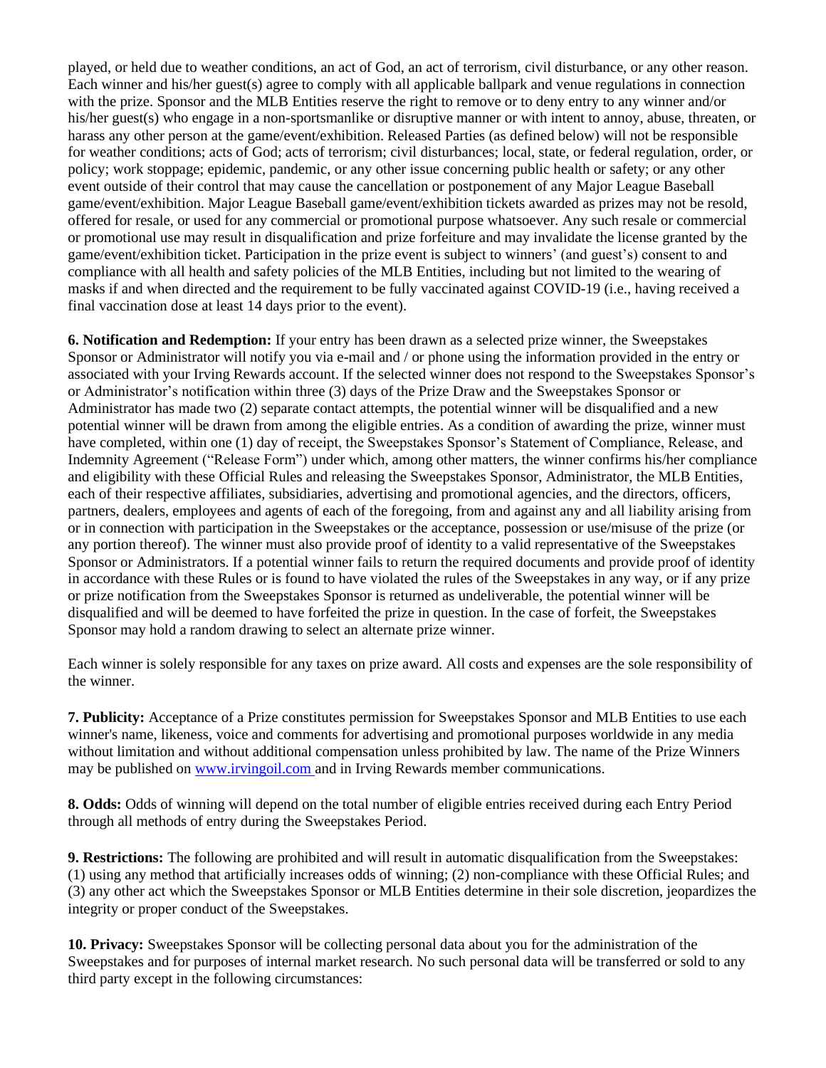played, or held due to weather conditions, an act of God, an act of terrorism, civil disturbance, or any other reason. Each winner and his/her guest(s) agree to comply with all applicable ballpark and venue regulations in connection with the prize. Sponsor and the MLB Entities reserve the right to remove or to deny entry to any winner and/or his/her guest(s) who engage in a non-sportsmanlike or disruptive manner or with intent to annoy, abuse, threaten, or harass any other person at the game/event/exhibition. Released Parties (as defined below) will not be responsible for weather conditions; acts of God; acts of terrorism; civil disturbances; local, state, or federal regulation, order, or policy; work stoppage; epidemic, pandemic, or any other issue concerning public health or safety; or any other event outside of their control that may cause the cancellation or postponement of any Major League Baseball game/event/exhibition. Major League Baseball game/event/exhibition tickets awarded as prizes may not be resold, offered for resale, or used for any commercial or promotional purpose whatsoever. Any such resale or commercial or promotional use may result in disqualification and prize forfeiture and may invalidate the license granted by the game/event/exhibition ticket. Participation in the prize event is subject to winners' (and guest's) consent to and compliance with all health and safety policies of the MLB Entities, including but not limited to the wearing of masks if and when directed and the requirement to be fully vaccinated against COVID-19 (i.e., having received a final vaccination dose at least 14 days prior to the event).

**6. Notification and Redemption:** If your entry has been drawn as a selected prize winner, the Sweepstakes Sponsor or Administrator will notify you via e-mail and / or phone using the information provided in the entry or associated with your Irving Rewards account. If the selected winner does not respond to the Sweepstakes Sponsor's or Administrator's notification within three (3) days of the Prize Draw and the Sweepstakes Sponsor or Administrator has made two (2) separate contact attempts, the potential winner will be disqualified and a new potential winner will be drawn from among the eligible entries. As a condition of awarding the prize, winner must have completed, within one (1) day of receipt, the Sweepstakes Sponsor's Statement of Compliance, Release, and Indemnity Agreement ("Release Form") under which, among other matters, the winner confirms his/her compliance and eligibility with these Official Rules and releasing the Sweepstakes Sponsor, Administrator, the MLB Entities, each of their respective affiliates, subsidiaries, advertising and promotional agencies, and the directors, officers, partners, dealers, employees and agents of each of the foregoing, from and against any and all liability arising from or in connection with participation in the Sweepstakes or the acceptance, possession or use/misuse of the prize (or any portion thereof). The winner must also provide proof of identity to a valid representative of the Sweepstakes Sponsor or Administrators. If a potential winner fails to return the required documents and provide proof of identity in accordance with these Rules or is found to have violated the rules of the Sweepstakes in any way, or if any prize or prize notification from the Sweepstakes Sponsor is returned as undeliverable, the potential winner will be disqualified and will be deemed to have forfeited the prize in question. In the case of forfeit, the Sweepstakes Sponsor may hold a random drawing to select an alternate prize winner.

Each winner is solely responsible for any taxes on prize award. All costs and expenses are the sole responsibility of the winner.

**7. Publicity:** Acceptance of a Prize constitutes permission for Sweepstakes Sponsor and MLB Entities to use each winner's name, likeness, voice and comments for advertising and promotional purposes worldwide in any media without limitation and without additional compensation unless prohibited by law. The name of the Prize Winners may be published on [www.irvingoil.com](http://www.irvingoil.com) and in Irving Rewards member communications.

**8. Odds:** Odds of winning will depend on the total number of eligible entries received during each Entry Period through all methods of entry during the Sweepstakes Period.

**9. Restrictions:** The following are prohibited and will result in automatic disqualification from the Sweepstakes: (1) using any method that artificially increases odds of winning; (2) non-compliance with these Official Rules; and (3) any other act which the Sweepstakes Sponsor or MLB Entities determine in their sole discretion, jeopardizes the integrity or proper conduct of the Sweepstakes.

**10. Privacy:** Sweepstakes Sponsor will be collecting personal data about you for the administration of the Sweepstakes and for purposes of internal market research. No such personal data will be transferred or sold to any third party except in the following circumstances: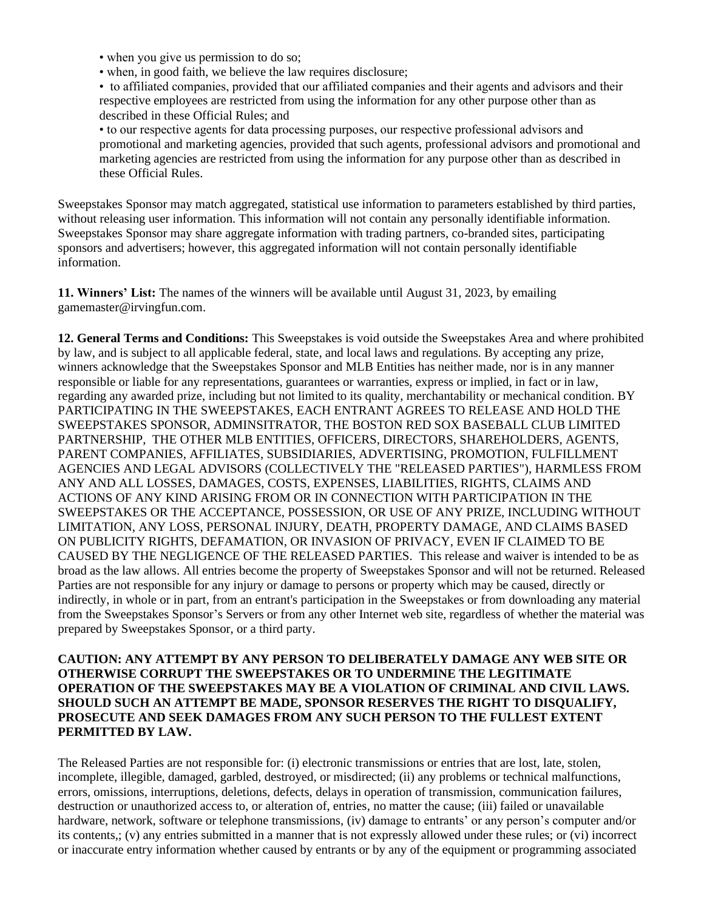- when you give us permission to do so;
- when, in good faith, we believe the law requires disclosure;
- to affiliated companies, provided that our affiliated companies and their agents and advisors and their respective employees are restricted from using the information for any other purpose other than as described in these Official Rules; and
- to our respective agents for data processing purposes, our respective professional advisors and promotional and marketing agencies, provided that such agents, professional advisors and promotional and marketing agencies are restricted from using the information for any purpose other than as described in these Official Rules.

Sweepstakes Sponsor may match aggregated, statistical use information to parameters established by third parties, without releasing user information. This information will not contain any personally identifiable information. Sweepstakes Sponsor may share aggregate information with trading partners, co-branded sites, participating sponsors and advertisers; however, this aggregated information will not contain personally identifiable information.

**11. Winners' List:** The names of the winners will be available until August 31, 2023, by emailing gamemaster@irvingfun.com.

**12. General Terms and Conditions:** This Sweepstakes is void outside the Sweepstakes Area and where prohibited by law, and is subject to all applicable federal, state, and local laws and regulations. By accepting any prize, winners acknowledge that the Sweepstakes Sponsor and MLB Entities has neither made, nor is in any manner responsible or liable for any representations, guarantees or warranties, express or implied, in fact or in law, regarding any awarded prize, including but not limited to its quality, merchantability or mechanical condition. BY PARTICIPATING IN THE SWEEPSTAKES, EACH ENTRANT AGREES TO RELEASE AND HOLD THE SWEEPSTAKES SPONSOR, ADMINSITRATOR, THE BOSTON RED SOX BASEBALL CLUB LIMITED PARTNERSHIP, THE OTHER MLB ENTITIES, OFFICERS, DIRECTORS, SHAREHOLDERS, AGENTS, PARENT COMPANIES, AFFILIATES, SUBSIDIARIES, ADVERTISING, PROMOTION, FULFILLMENT AGENCIES AND LEGAL ADVISORS (COLLECTIVELY THE "RELEASED PARTIES"), HARMLESS FROM ANY AND ALL LOSSES, DAMAGES, COSTS, EXPENSES, LIABILITIES, RIGHTS, CLAIMS AND ACTIONS OF ANY KIND ARISING FROM OR IN CONNECTION WITH PARTICIPATION IN THE SWEEPSTAKES OR THE ACCEPTANCE, POSSESSION, OR USE OF ANY PRIZE, INCLUDING WITHOUT LIMITATION, ANY LOSS, PERSONAL INJURY, DEATH, PROPERTY DAMAGE, AND CLAIMS BASED ON PUBLICITY RIGHTS, DEFAMATION, OR INVASION OF PRIVACY, EVEN IF CLAIMED TO BE CAUSED BY THE NEGLIGENCE OF THE RELEASED PARTIES. This release and waiver is intended to be as broad as the law allows. All entries become the property of Sweepstakes Sponsor and will not be returned. Released Parties are not responsible for any injury or damage to persons or property which may be caused, directly or indirectly, in whole or in part, from an entrant's participation in the Sweepstakes or from downloading any material from the Sweepstakes Sponsor's Servers or from any other Internet web site, regardless of whether the material was prepared by Sweepstakes Sponsor, or a third party.

**CAUTION: ANY ATTEMPT BY ANY PERSON TO DELIBERATELY DAMAGE ANY WEB SITE OR OTHERWISE CORRUPT THE SWEEPSTAKES OR TO UNDERMINE THE LEGITIMATE OPERATION OF THE SWEEPSTAKES MAY BE A VIOLATION OF CRIMINAL AND CIVIL LAWS. SHOULD SUCH AN ATTEMPT BE MADE, SPONSOR RESERVES THE RIGHT TO DISQUALIFY, PROSECUTE AND SEEK DAMAGES FROM ANY SUCH PERSON TO THE FULLEST EXTENT PERMITTED BY LAW.**

The Released Parties are not responsible for: (i) electronic transmissions or entries that are lost, late, stolen, incomplete, illegible, damaged, garbled, destroyed, or misdirected; (ii) any problems or technical malfunctions, errors, omissions, interruptions, deletions, defects, delays in operation of transmission, communication failures, destruction or unauthorized access to, or alteration of, entries, no matter the cause; (iii) failed or unavailable hardware, network, software or telephone transmissions, (iv) damage to entrants' or any person's computer and/or its contents,; (v) any entries submitted in a manner that is not expressly allowed under these rules; or (vi) incorrect or inaccurate entry information whether caused by entrants or by any of the equipment or programming associated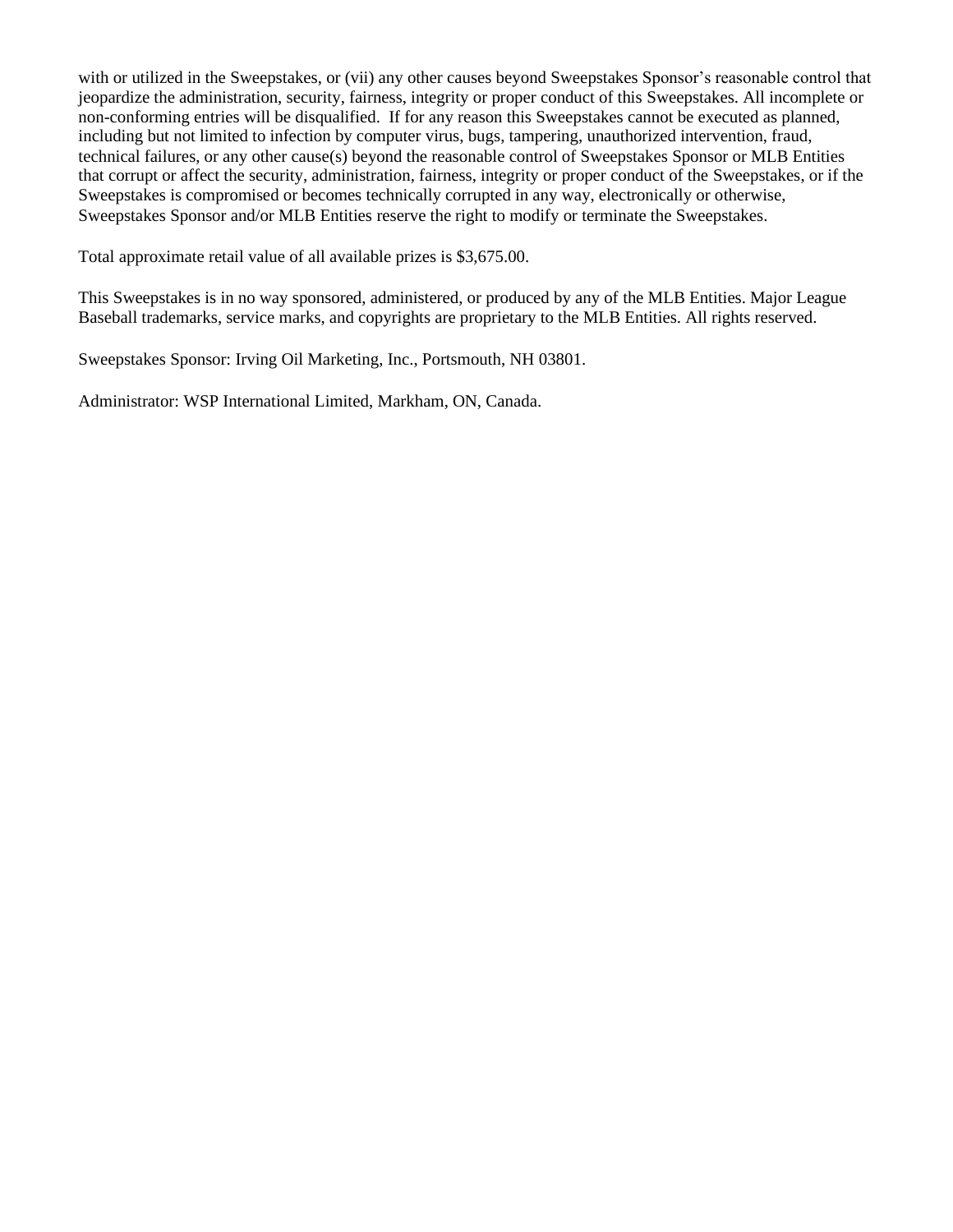with or utilized in the Sweepstakes, or (vii) any other causes beyond Sweepstakes Sponsor's reasonable control that jeopardize the administration, security, fairness, integrity or proper conduct of this Sweepstakes. All incomplete or non-conforming entries will be disqualified. If for any reason this Sweepstakes cannot be executed as planned, including but not limited to infection by computer virus, bugs, tampering, unauthorized intervention, fraud, technical failures, or any other cause(s) beyond the reasonable control of Sweepstakes Sponsor or MLB Entities that corrupt or affect the security, administration, fairness, integrity or proper conduct of the Sweepstakes, or if the Sweepstakes is compromised or becomes technically corrupted in any way, electronically or otherwise, Sweepstakes Sponsor and/or MLB Entities reserve the right to modify or terminate the Sweepstakes.

Total approximate retail value of all available prizes is $3,675.00.

This Sweepstakes is in no way sponsored, administered, or produced by any of the MLB Entities. Major League Baseball trademarks, service marks, and copyrights are proprietary to the MLB Entities. All rights reserved.

Sweepstakes Sponsor: Irving Oil Marketing, Inc., Portsmouth, NH 03801.

Administrator: WSP International Limited, Markham, ON, Canada.